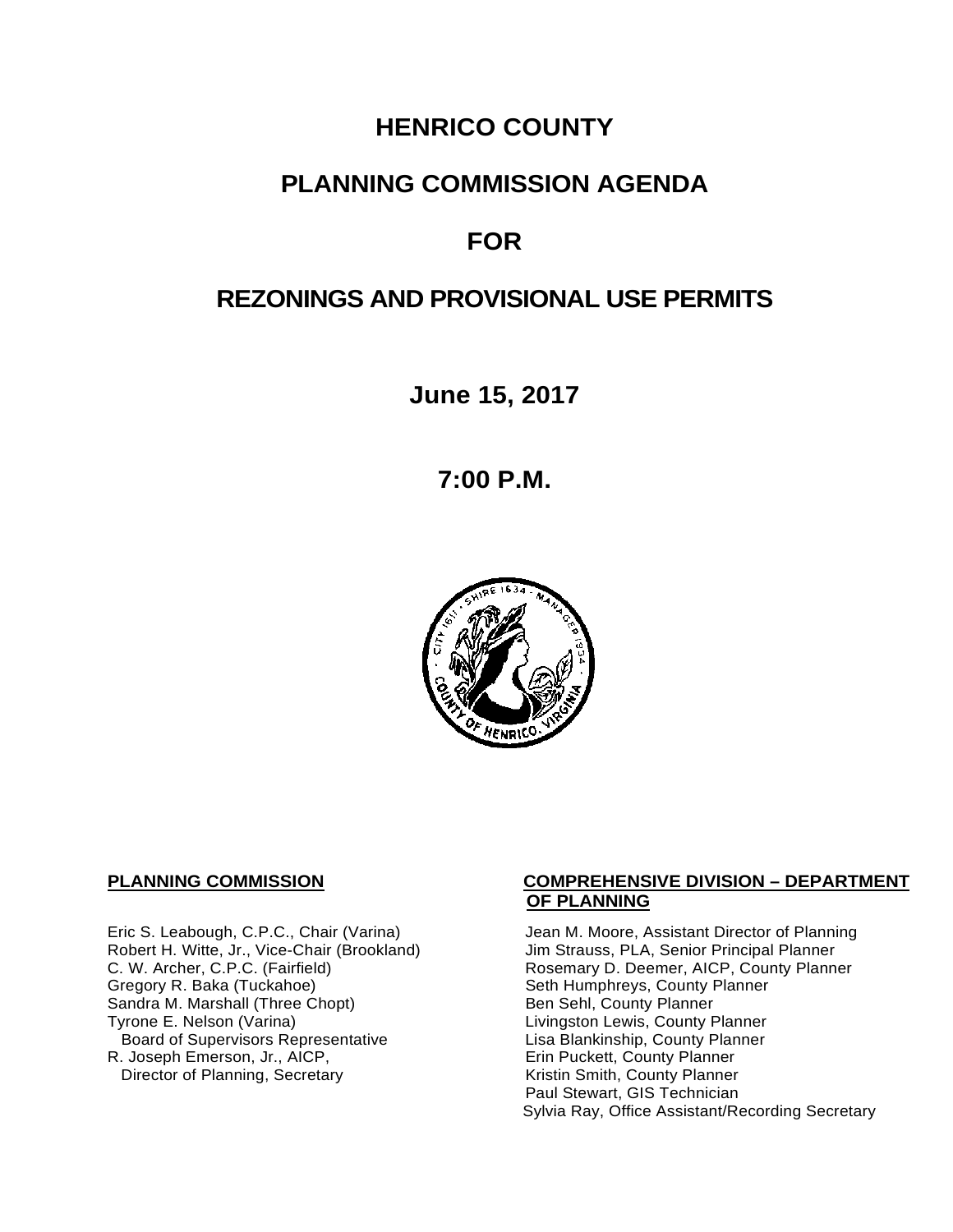# HENRICO COUNTY

# PLANNING COMMISSION AGENDA

# FOR

# REZONINGS AND PROVISIONAL USE PERMITS

## June 15, 2017

## 7:00 P.M.

**PLANNING COMMISSION**

Eric S. Leabough, C.P.C., Chair (Varina)
Robert H. Witte, Jr., Vice-Chair (Brookland)
C. W. Archer, C.P.C. (Fairfield)
Gregory R. Baka (Tuckahoe)
Sandra M. Marshall (Three Chopt)
Tyrone E. Nelson (Varina)
Board of Supervisors Representative
R. Joseph Emerson, Jr., AICP,
Director of Planning, Secretary

**COMPREHENSIVE DIVISION – DEPARTMENT OF PLANNING**

Jean M. Moore, Assistant Director of Planning
Jim Strauss, PLA, Senior Principal Planner
Rosemary D. Deemer, AICP, County Planner
Seth Humphreys, County Planner
Ben Sehl, County Planner
Livingston Lewis, County Planner
Lisa Blankinship, County Planner
Erin Puckett, County Planner
Kristin Smith, County Planner
Paul Stewart, GIS Technician
Sylvia Ray, Office Assistant/Recording Secretary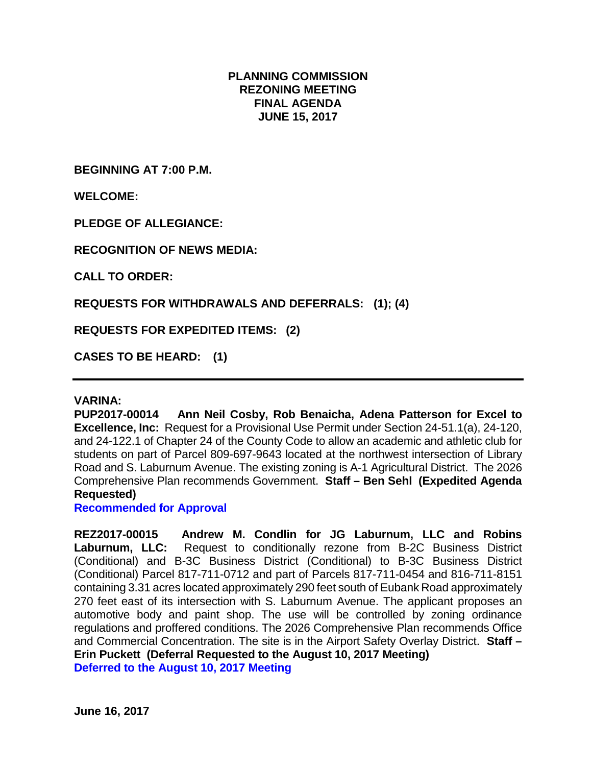**PLANNING COMMISSION**
**REZONING MEETING**
**FINAL AGENDA**
**JUNE 15, 2017**

**BEGINNING AT 7:00 P.M.**

**WELCOME:**

**PLEDGE OF ALLEGIANCE:**

**RECOGNITION OF NEWS MEDIA:**

**CALL TO ORDER:**

**REQUESTS FOR WITHDRAWALS AND DEFERRALS: (1); (4)**

**REQUESTS FOR EXPEDITED ITEMS: (2)**

**CASES TO BE HEARD: (1)**

---

**VARINA:**

**PUP2017-00014 Ann Neil Cosby, Rob Benaicha, Adena Patterson for Excel to Excellence, Inc:** Request for a Provisional Use Permit under Section 24-51.1(a), 24-120, and 24-122.1 of Chapter 24 of the County Code to allow an academic and athletic club for students on part of Parcel 809-697-9643 located at the northwest intersection of Library Road and S. Laburnum Avenue. The existing zoning is A-1 Agricultural District. The 2026 Comprehensive Plan recommends Government. **Staff – Ben Sehl (Expedited Agenda Requested)**

**Recommended for Approval**

**REZ2017-00015 Andrew M. Condlin for JG Laburnum, LLC and Robins Laburnum, LLC:** Request to conditionally rezone from B-2C Business District (Conditional) and B-3C Business District (Conditional) to B-3C Business District (Conditional) Parcel 817-711-0712 and part of Parcels 817-711-0454 and 816-711-8151 containing 3.31 acres located approximately 290 feet south of Eubank Road approximately 270 feet east of its intersection with S. Laburnum Avenue. The applicant proposes an automotive body and paint shop. The use will be controlled by zoning ordinance regulations and proffered conditions. The 2026 Comprehensive Plan recommends Office and Commercial Concentration. The site is in the Airport Safety Overlay District. **Staff – Erin Puckett (Deferral Requested to the August 10, 2017 Meeting)**

**Deferred to the August 10, 2017 Meeting**

**June 16, 2017**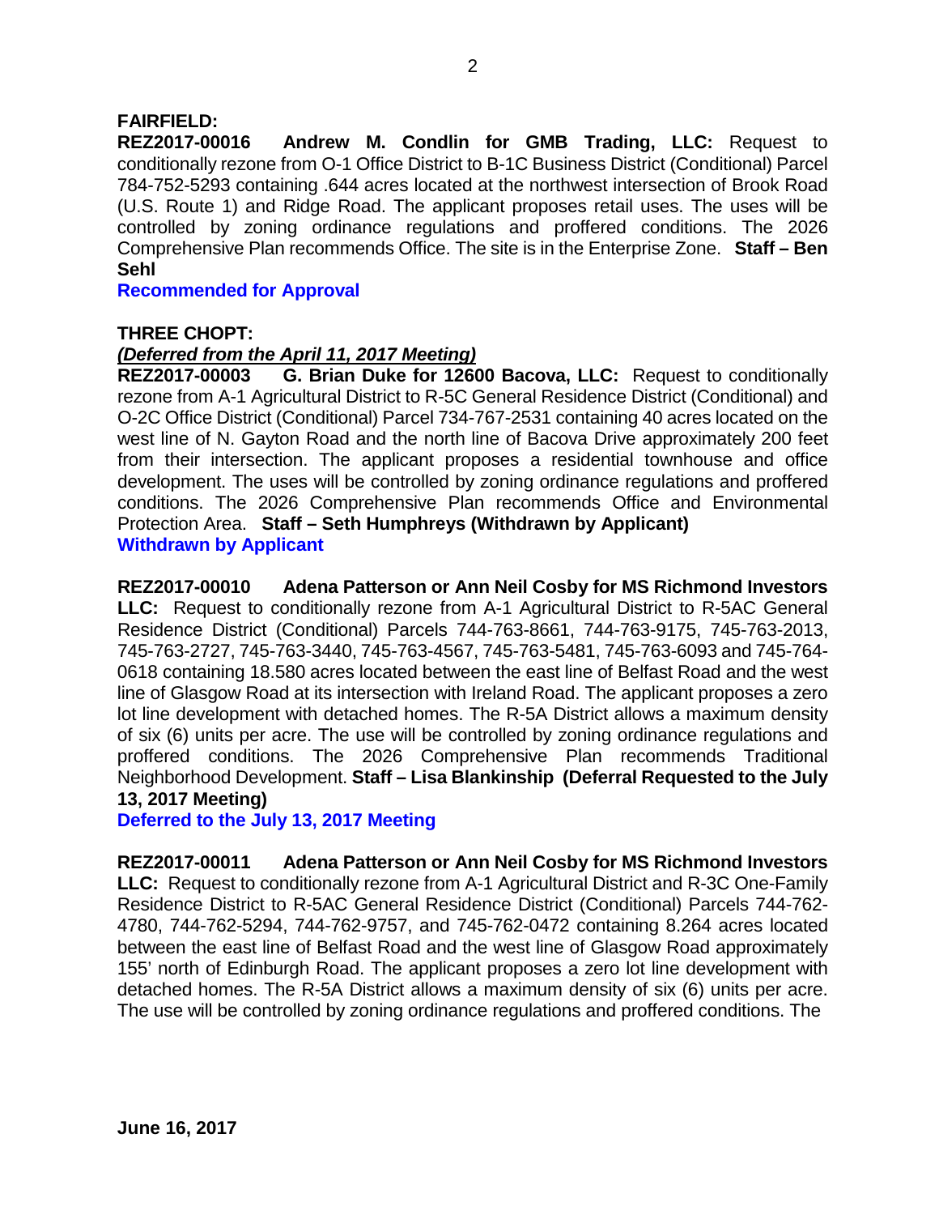**FAIRFIELD:**

**REZ2017-00016 Andrew M. Condlin for GMB Trading, LLC:** Request to conditionally rezone from O-1 Office District to B-1C Business District (Conditional) Parcel 784-752-5293 containing .644 acres located at the northwest intersection of Brook Road (U.S. Route 1) and Ridge Road. The applicant proposes retail uses. The uses will be controlled by zoning ordinance regulations and proffered conditions. The 2026 Comprehensive Plan recommends Office. The site is in the Enterprise Zone. **Staff – Ben Sehl**

**Recommended for Approval**

**THREE CHOPT:**

***(Deferred from the April 11, 2017 Meeting)***

**REZ2017-00003 G. Brian Duke for 12600 Bacova, LLC:** Request to conditionally rezone from A-1 Agricultural District to R-5C General Residence District (Conditional) and O-2C Office District (Conditional) Parcel 734-767-2531 containing 40 acres located on the west line of N. Gayton Road and the north line of Bacova Drive approximately 200 feet from their intersection. The applicant proposes a residential townhouse and office development. The uses will be controlled by zoning ordinance regulations and proffered conditions. The 2026 Comprehensive Plan recommends Office and Environmental Protection Area. **Staff – Seth Humphreys (Withdrawn by Applicant)**

**Withdrawn by Applicant**

**REZ2017-00010 Adena Patterson or Ann Neil Cosby for MS Richmond Investors LLC:** Request to conditionally rezone from A-1 Agricultural District to R-5AC General Residence District (Conditional) Parcels 744-763-8661, 744-763-9175, 745-763-2013, 745-763-2727, 745-763-3440, 745-763-4567, 745-763-5481, 745-763-6093 and 745-764-0618 containing 18.580 acres located between the east line of Belfast Road and the west line of Glasgow Road at its intersection with Ireland Road. The applicant proposes a zero lot line development with detached homes. The R-5A District allows a maximum density of six (6) units per acre. The use will be controlled by zoning ordinance regulations and proffered conditions. The 2026 Comprehensive Plan recommends Traditional Neighborhood Development. **Staff – Lisa Blankinship (Deferral Requested to the July 13, 2017 Meeting)**

**Deferred to the July 13, 2017 Meeting**

**REZ2017-00011 Adena Patterson or Ann Neil Cosby for MS Richmond Investors LLC:** Request to conditionally rezone from A-1 Agricultural District and R-3C One-Family Residence District to R-5AC General Residence District (Conditional) Parcels 744-762-4780, 744-762-5294, 744-762-9757, and 745-762-0472 containing 8.264 acres located between the east line of Belfast Road and the west line of Glasgow Road approximately 155' north of Edinburgh Road. The applicant proposes a zero lot line development with detached homes. The R-5A District allows a maximum density of six (6) units per acre. The use will be controlled by zoning ordinance regulations and proffered conditions. The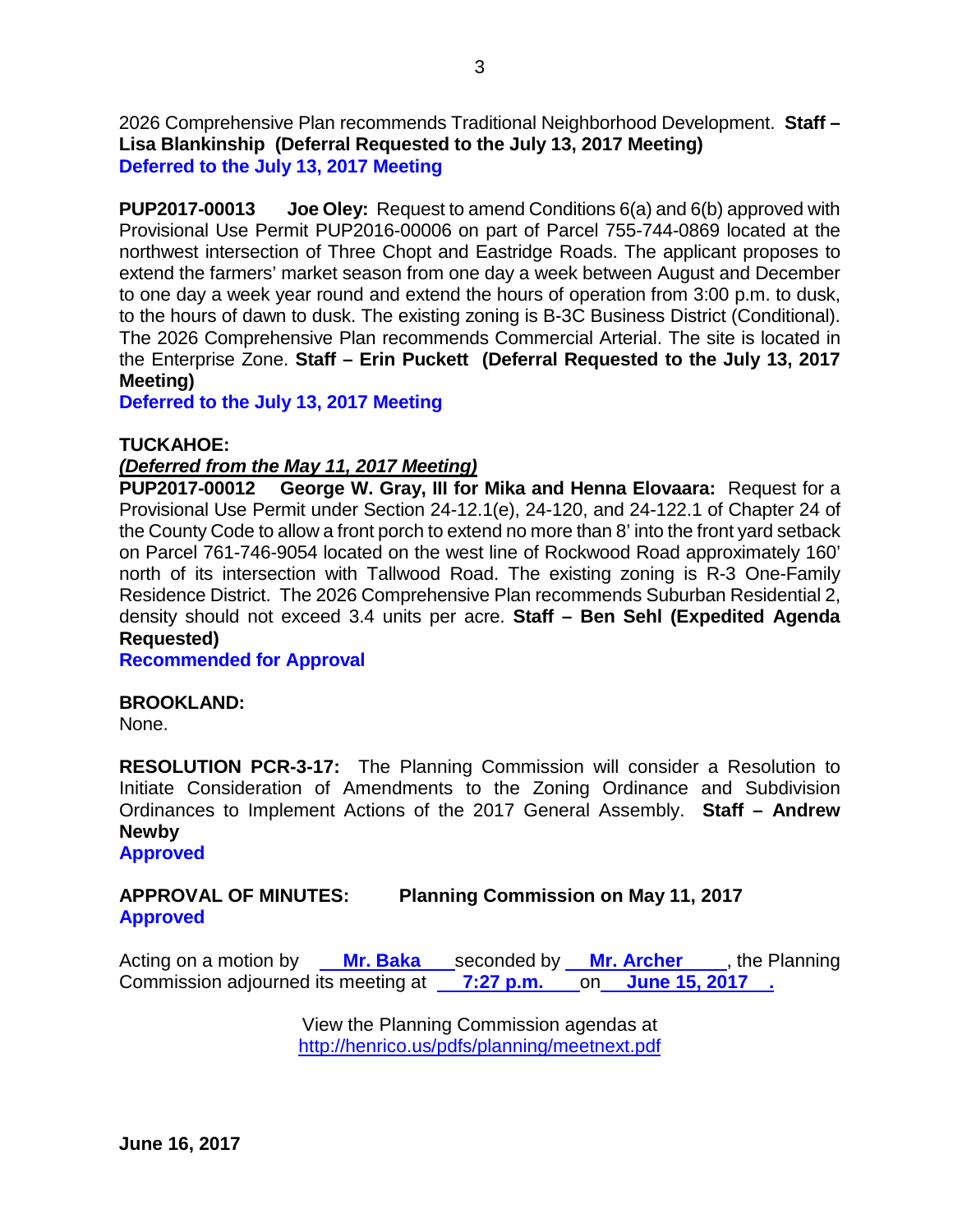2026 Comprehensive Plan recommends Traditional Neighborhood Development. **Staff – Lisa Blankinship (Deferral Requested to the July 13, 2017 Meeting)**
**Deferred to the July 13, 2017 Meeting**

**PUP2017-00013 Joe Oley:** Request to amend Conditions 6(a) and 6(b) approved with Provisional Use Permit PUP2016-00006 on part of Parcel 755-744-0869 located at the northwest intersection of Three Chopt and Eastridge Roads. The applicant proposes to extend the farmers' market season from one day a week between August and December to one day a week year round and extend the hours of operation from 3:00 p.m. to dusk, to the hours of dawn to dusk. The existing zoning is B-3C Business District (Conditional). The 2026 Comprehensive Plan recommends Commercial Arterial. The site is located in the Enterprise Zone. **Staff – Erin Puckett (Deferral Requested to the July 13, 2017 Meeting)**
**Deferred to the July 13, 2017 Meeting**

**TUCKAHOE:**
***(Deferred from the May 11, 2017 Meeting)***
**PUP2017-00012 George W. Gray, III for Mika and Henna Elovaara:** Request for a Provisional Use Permit under Section 24-12.1(e), 24-120, and 24-122.1 of Chapter 24 of the County Code to allow a front porch to extend no more than 8' into the front yard setback on Parcel 761-746-9054 located on the west line of Rockwood Road approximately 160' north of its intersection with Tallwood Road. The existing zoning is R-3 One-Family Residence District. The 2026 Comprehensive Plan recommends Suburban Residential 2, density should not exceed 3.4 units per acre. **Staff – Ben Sehl (Expedited Agenda Requested)**
**Recommended for Approval**

**BROOKLAND:**
None.

**RESOLUTION PCR-3-17:** The Planning Commission will consider a Resolution to Initiate Consideration of Amendments to the Zoning Ordinance and Subdivision Ordinances to Implement Actions of the 2017 General Assembly. **Staff – Andrew Newby**
**Approved**

**APPROVAL OF MINUTES: Planning Commission on May 11, 2017**
**Approved**

Acting on a motion by **Mr. Baka** seconded by **Mr. Archer**, the Planning Commission adjourned its meeting at **7:27 p.m.** on **June 15, 2017.**

View the Planning Commission agendas at
http://henrico.us/pdfs/planning/meetnext.pdf

**June 16, 2017**